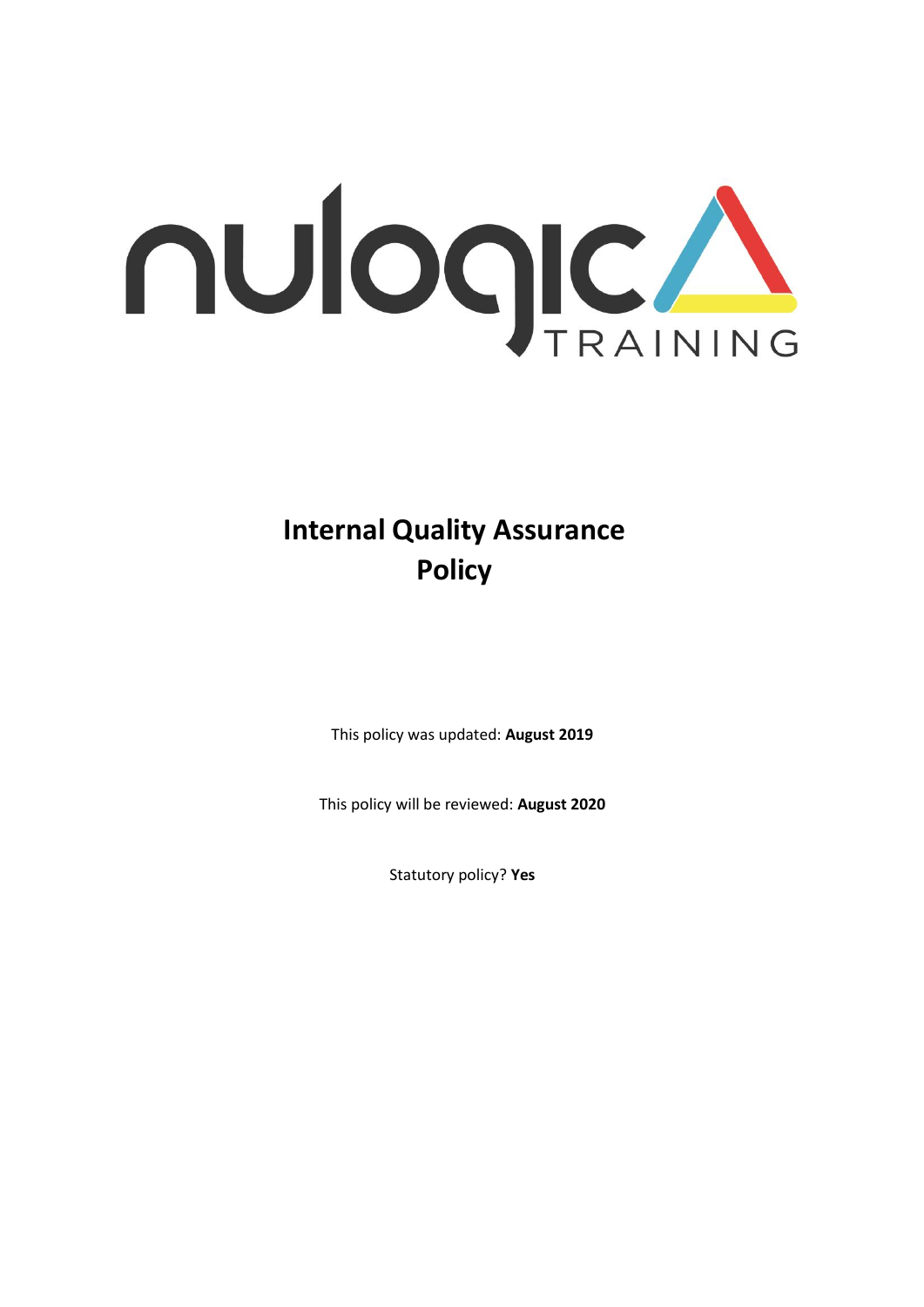nulogic TRAINING

# Internal Quality Assurance Policy

This policy was updated: **August 2019**

This policy will be reviewed: **August 2020**

Statutory policy? **Yes**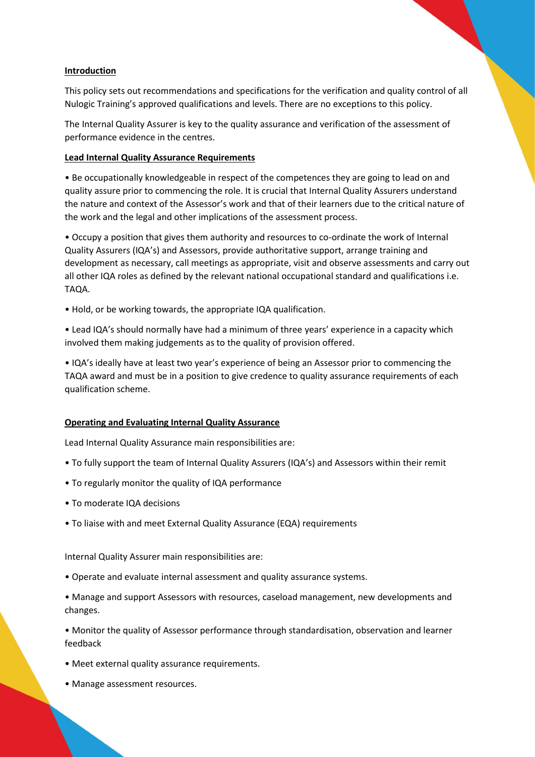## Introduction

This policy sets out recommendations and specifications for the verification and quality control of all Nulogic Training's approved qualifications and levels. There are no exceptions to this policy.

The Internal Quality Assurer is key to the quality assurance and verification of the assessment of performance evidence in the centres.

## Lead Internal Quality Assurance Requirements

- Be occupationally knowledgeable in respect of the competences they are going to lead on and quality assure prior to commencing the role. It is crucial that Internal Quality Assurers understand the nature and context of the Assessor's work and that of their learners due to the critical nature of the work and the legal and other implications of the assessment process.
- Occupy a position that gives them authority and resources to co-ordinate the work of Internal Quality Assurers (IQA's) and Assessors, provide authoritative support, arrange training and development as necessary, call meetings as appropriate, visit and observe assessments and carry out all other IQA roles as defined by the relevant national occupational standard and qualifications i.e. TAQA.
- Hold, or be working towards, the appropriate IQA qualification.
- Lead IQA's should normally have had a minimum of three years' experience in a capacity which involved them making judgements as to the quality of provision offered.
- IQA's ideally have at least two year's experience of being an Assessor prior to commencing the TAQA award and must be in a position to give credence to quality assurance requirements of each qualification scheme.

## Operating and Evaluating Internal Quality Assurance

Lead Internal Quality Assurance main responsibilities are:

- To fully support the team of Internal Quality Assurers (IQA's) and Assessors within their remit
- To regularly monitor the quality of IQA performance
- To moderate IQA decisions
- To liaise with and meet External Quality Assurance (EQA) requirements

Internal Quality Assurer main responsibilities are:

- Operate and evaluate internal assessment and quality assurance systems.
- Manage and support Assessors with resources, caseload management, new developments and changes.
- Monitor the quality of Assessor performance through standardisation, observation and learner feedback
- Meet external quality assurance requirements.
- Manage assessment resources.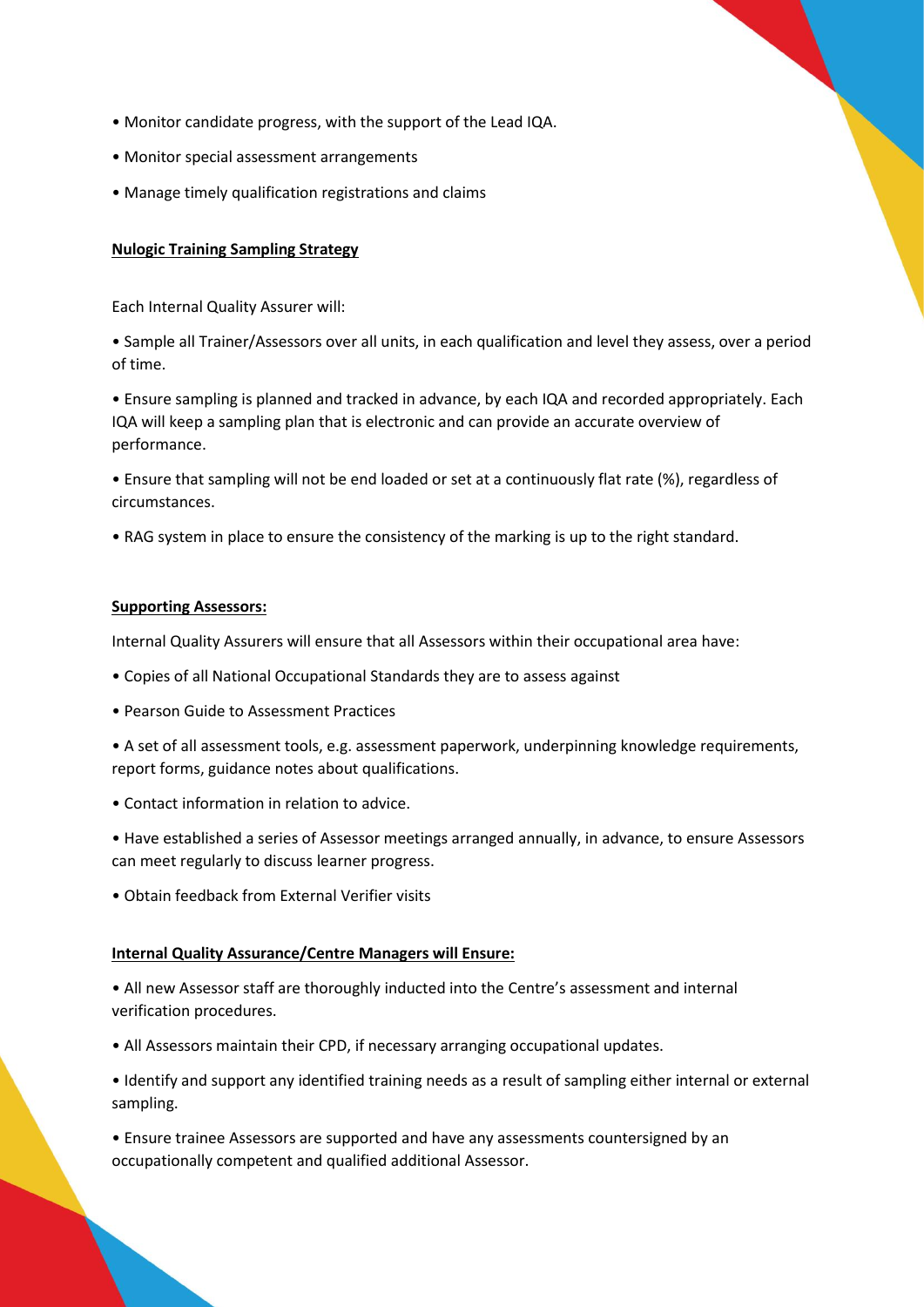- Monitor candidate progress, with the support of the Lead IQA.
- Monitor special assessment arrangements
- Manage timely qualification registrations and claims

**Nulogic Training Sampling Strategy**

Each Internal Quality Assurer will:

- Sample all Trainer/Assessors over all units, in each qualification and level they assess, over a period of time.
- Ensure sampling is planned and tracked in advance, by each IQA and recorded appropriately. Each IQA will keep a sampling plan that is electronic and can provide an accurate overview of performance.
- Ensure that sampling will not be end loaded or set at a continuously flat rate (%), regardless of circumstances.
- RAG system in place to ensure the consistency of the marking is up to the right standard.

**Supporting Assessors:**

Internal Quality Assurers will ensure that all Assessors within their occupational area have:

- Copies of all National Occupational Standards they are to assess against
- Pearson Guide to Assessment Practices
- A set of all assessment tools, e.g. assessment paperwork, underpinning knowledge requirements, report forms, guidance notes about qualifications.
- Contact information in relation to advice.
- Have established a series of Assessor meetings arranged annually, in advance, to ensure Assessors can meet regularly to discuss learner progress.
- Obtain feedback from External Verifier visits

**Internal Quality Assurance/Centre Managers will Ensure:**

- All new Assessor staff are thoroughly inducted into the Centre's assessment and internal verification procedures.
- All Assessors maintain their CPD, if necessary arranging occupational updates.
- Identify and support any identified training needs as a result of sampling either internal or external sampling.
- Ensure trainee Assessors are supported and have any assessments countersigned by an occupationally competent and qualified additional Assessor.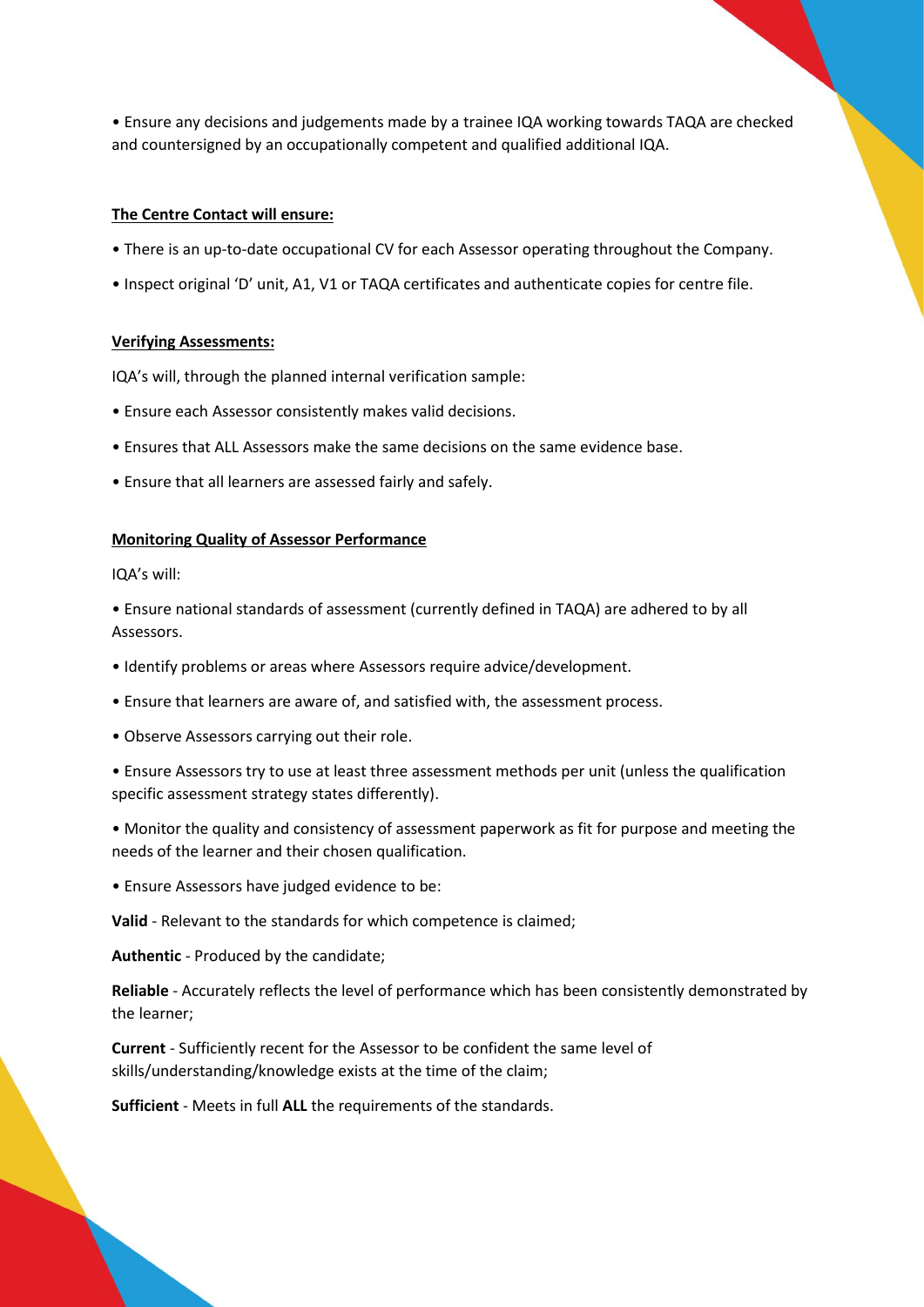• Ensure any decisions and judgements made by a trainee IQA working towards TAQA are checked and countersigned by an occupationally competent and qualified additional IQA.

**<u>The Centre Contact will ensure:</u>**

• There is an up-to-date occupational CV for each Assessor operating throughout the Company.

• Inspect original 'D' unit, A1, V1 or TAQA certificates and authenticate copies for centre file.

**<u>Verifying Assessments:</u>**

IQA's will, through the planned internal verification sample:

• Ensure each Assessor consistently makes valid decisions.

• Ensures that ALL Assessors make the same decisions on the same evidence base.

• Ensure that all learners are assessed fairly and safely.

**<u>Monitoring Quality of Assessor Performance</u>**

IQA's will:

• Ensure national standards of assessment (currently defined in TAQA) are adhered to by all Assessors.

• Identify problems or areas where Assessors require advice/development.

• Ensure that learners are aware of, and satisfied with, the assessment process.

• Observe Assessors carrying out their role.

• Ensure Assessors try to use at least three assessment methods per unit (unless the qualification specific assessment strategy states differently).

• Monitor the quality and consistency of assessment paperwork as fit for purpose and meeting the needs of the learner and their chosen qualification.

• Ensure Assessors have judged evidence to be:

**Valid** - Relevant to the standards for which competence is claimed;

**Authentic** - Produced by the candidate;

**Reliable** - Accurately reflects the level of performance which has been consistently demonstrated by the learner;

**Current** - Sufficiently recent for the Assessor to be confident the same level of skills/understanding/knowledge exists at the time of the claim;

**Sufficient** - Meets in full **ALL** the requirements of the standards.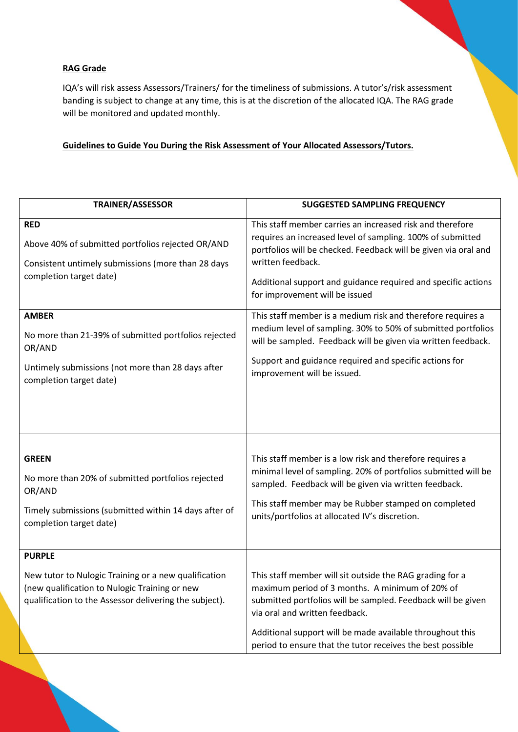**RAG Grade**

IQA's will risk assess Assessors/Trainers/ for the timeliness of submissions. A tutor's/risk assessment banding is subject to change at any time, this is at the discretion of the allocated IQA. The RAG grade will be monitored and updated monthly.

**Guidelines to Guide You During the Risk Assessment of Your Allocated Assessors/Tutors.**

| TRAINER/ASSESSOR | SUGGESTED SAMPLING FREQUENCY |
|---|---|
| **RED**<br><br>Above 40% of submitted portfolios rejected OR/AND<br><br>Consistent untimely submissions (more than 28 days completion target date) | This staff member carries an increased risk and therefore requires an increased level of sampling. 100% of submitted portfolios will be checked. Feedback will be given via oral and written feedback.<br><br>Additional support and guidance required and specific actions for improvement will be issued |
| **AMBER**<br><br>No more than 21-39% of submitted portfolios rejected OR/AND<br><br>Untimely submissions (not more than 28 days after completion target date) | This staff member is a medium risk and therefore requires a medium level of sampling. 30% to 50% of submitted portfolios will be sampled. Feedback will be given via written feedback.<br><br>Support and guidance required and specific actions for improvement will be issued. |
| **GREEN**<br><br>No more than 20% of submitted portfolios rejected OR/AND<br><br>Timely submissions (submitted within 14 days after of completion target date) | This staff member is a low risk and therefore requires a minimal level of sampling. 20% of portfolios submitted will be sampled. Feedback will be given via written feedback.<br><br>This staff member may be Rubber stamped on completed units/portfolios at allocated IV's discretion. |
| **PURPLE**<br><br>New tutor to Nulogic Training or a new qualification (new qualification to Nulogic Training or new qualification to the Assessor delivering the subject). | This staff member will sit outside the RAG grading for a maximum period of 3 months. A minimum of 20% of submitted portfolios will be sampled. Feedback will be given via oral and written feedback.<br><br>Additional support will be made available throughout this period to ensure that the tutor receives the best possible |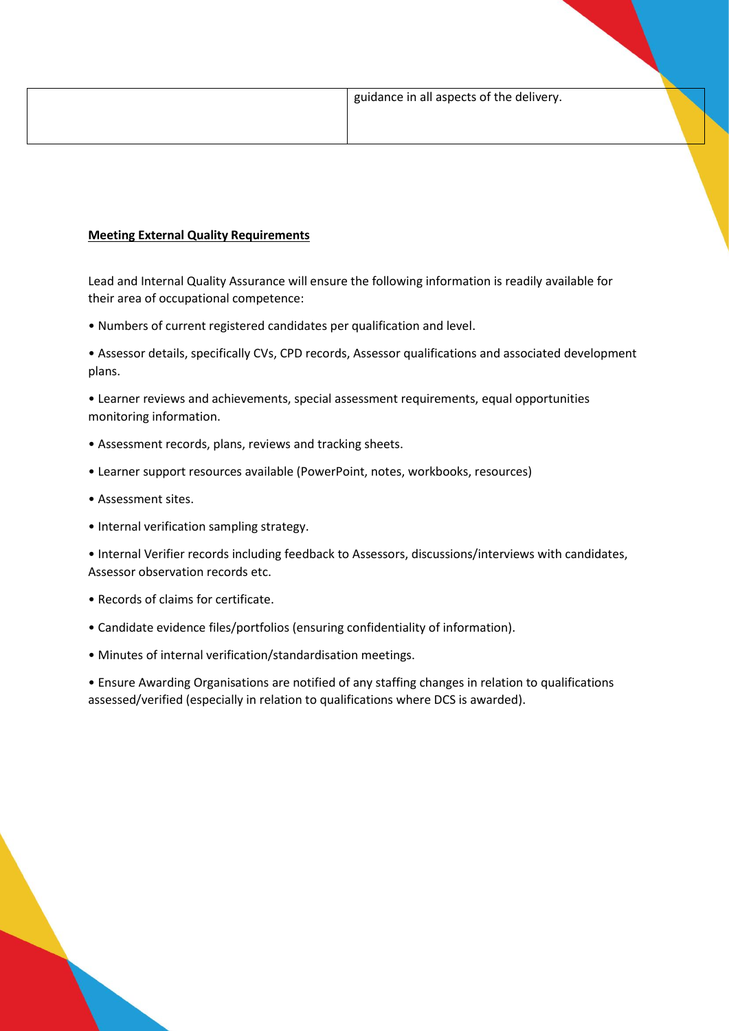| | |
|---|---|
| | guidance in all aspects of the delivery. |

**Meeting External Quality Requirements**

Lead and Internal Quality Assurance will ensure the following information is readily available for their area of occupational competence:

- Numbers of current registered candidates per qualification and level.
- Assessor details, specifically CVs, CPD records, Assessor qualifications and associated development plans.
- Learner reviews and achievements, special assessment requirements, equal opportunities monitoring information.
- Assessment records, plans, reviews and tracking sheets.
- Learner support resources available (PowerPoint, notes, workbooks, resources)
- Assessment sites.
- Internal verification sampling strategy.
- Internal Verifier records including feedback to Assessors, discussions/interviews with candidates, Assessor observation records etc.
- Records of claims for certificate.
- Candidate evidence files/portfolios (ensuring confidentiality of information).
- Minutes of internal verification/standardisation meetings.
- Ensure Awarding Organisations are notified of any staffing changes in relation to qualifications assessed/verified (especially in relation to qualifications where DCS is awarded).